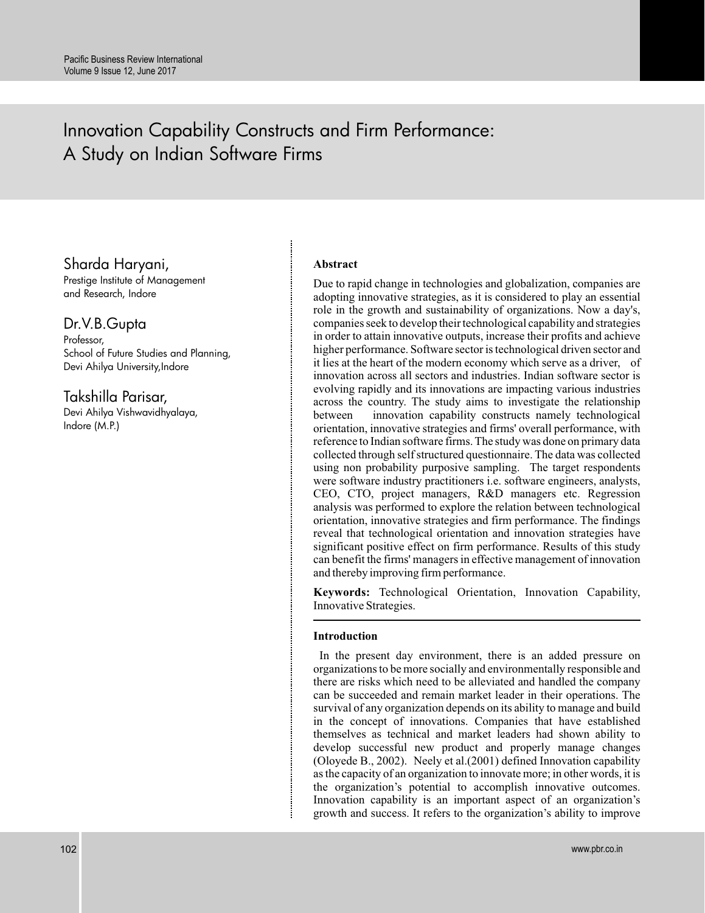# Innovation Capability Constructs and Firm Performance: A Study on Indian Software Firms

**Sharda Haryani,**
Prestige Institute of Management and Research, Indore

**Dr.V.B.Gupta**
Professor,
School of Future Studies and Planning,
Devi Ahilya University,Indore

**Takshilla Parisar,**
Devi Ahilya Vishwavidhyalaya,
Indore (M.P.)

## Abstract

Due to rapid change in technologies and globalization, companies are adopting innovative strategies, as it is considered to play an essential role in the growth and sustainability of organizations. Now a day's, companies seek to develop their technological capability and strategies in order to attain innovative outputs, increase their profits and achieve higher performance. Software sector is technological driven sector and it lies at the heart of the modern economy which serve as a driver, of innovation across all sectors and industries. Indian software sector is evolving rapidly and its innovations are impacting various industries across the country. The study aims to investigate the relationship between innovation capability constructs namely technological orientation, innovative strategies and firms' overall performance, with reference to Indian software firms. The study was done on primary data collected through self structured questionnaire. The data was collected using non probability purposive sampling. The target respondents were software industry practitioners i.e. software engineers, analysts, CEO, CTO, project managers, R&D managers etc. Regression analysis was performed to explore the relation between technological orientation, innovative strategies and firm performance. The findings reveal that technological orientation and innovation strategies have significant positive effect on firm performance. Results of this study can benefit the firms' managers in effective management of innovation and thereby improving firm performance.

**Keywords:** Technological Orientation, Innovation Capability, Innovative Strategies.

## Introduction

In the present day environment, there is an added pressure on organizations to be more socially and environmentally responsible and there are risks which need to be alleviated and handled the company can be succeeded and remain market leader in their operations. The survival of any organization depends on its ability to manage and build in the concept of innovations. Companies that have established themselves as technical and market leaders had shown ability to develop successful new product and properly manage changes (Oloyede B., 2002). Neely et al.(2001) defined Innovation capability as the capacity of an organization to innovate more; in other words, it is the organization's potential to accomplish innovative outcomes. Innovation capability is an important aspect of an organization's growth and success. It refers to the organization's ability to improve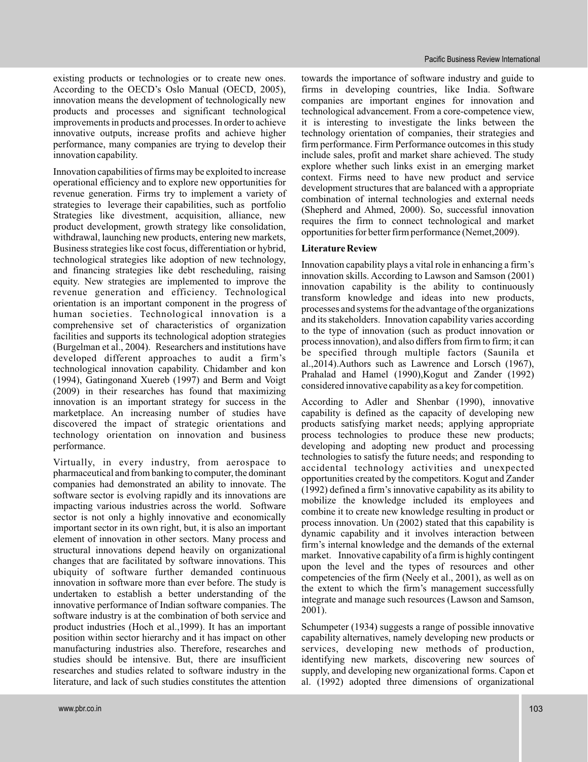existing products or technologies or to create new ones. According to the OECD's Oslo Manual (OECD, 2005), innovation means the development of technologically new products and processes and significant technological improvements in products and processes. In order to achieve innovative outputs, increase profits and achieve higher performance, many companies are trying to develop their innovation capability.

Innovation capabilities of firms may be exploited to increase operational efficiency and to explore new opportunities for revenue generation. Firms try to implement a variety of strategies to leverage their capabilities, such as portfolio Strategies like divestment, acquisition, alliance, new product development, growth strategy like consolidation, withdrawal, launching new products, entering new markets, Business strategies like cost focus, differentiation or hybrid, technological strategies like adoption of new technology, and financing strategies like debt rescheduling, raising equity. New strategies are implemented to improve the revenue generation and efficiency. Technological orientation is an important component in the progress of human societies. Technological innovation is a comprehensive set of characteristics of organization facilities and supports its technological adoption strategies (Burgelman et al., 2004). Researchers and institutions have developed different approaches to audit a firm's technological innovation capability. Chidamber and kon (1994), Gatingonand Xuereb (1997) and Berm and Voigt (2009) in their researches has found that maximizing innovation is an important strategy for success in the marketplace. An increasing number of studies have discovered the impact of strategic orientations and technology orientation on innovation and business performance.

Virtually, in every industry, from aerospace to pharmaceutical and from banking to computer, the dominant companies had demonstrated an ability to innovate. The software sector is evolving rapidly and its innovations are impacting various industries across the world. Software sector is not only a highly innovative and economically important sector in its own right, but, it is also an important element of innovation in other sectors. Many process and structural innovations depend heavily on organizational changes that are facilitated by software innovations. This ubiquity of software further demanded continuous innovation in software more than ever before. The study is undertaken to establish a better understanding of the innovative performance of Indian software companies. The software industry is at the combination of both service and product industries (Hoch et al.,1999). It has an important position within sector hierarchy and it has impact on other manufacturing industries also. Therefore, researches and studies should be intensive. But, there are insufficient researches and studies related to software industry in the literature, and lack of such studies constitutes the attention towards the importance of software industry and guide to firms in developing countries, like India. Software companies are important engines for innovation and technological advancement. From a core-competence view, it is interesting to investigate the links between the technology orientation of companies, their strategies and firm performance. Firm Performance outcomes in this study include sales, profit and market share achieved. The study explore whether such links exist in an emerging market context. Firms need to have new product and service development structures that are balanced with a appropriate combination of internal technologies and external needs (Shepherd and Ahmed, 2000). So, successful innovation requires the firm to connect technological and market opportunities for better firm performance (Nemet,2009).

## Literature Review

Innovation capability plays a vital role in enhancing a firm's innovation skills. According to Lawson and Samson (2001) innovation capability is the ability to continuously transform knowledge and ideas into new products, processes and systems for the advantage of the organizations and its stakeholders. Innovation capability varies according to the type of innovation (such as product innovation or process innovation), and also differs from firm to firm; it can be specified through multiple factors (Saunila et al.,2014).Authors such as Lawrence and Lorsch (1967), Prahalad and Hamel (1990),Kogut and Zander (1992) considered innovative capability as a key for competition.

According to Adler and Shenbar (1990), innovative capability is defined as the capacity of developing new products satisfying market needs; applying appropriate process technologies to produce these new products; developing and adopting new product and processing technologies to satisfy the future needs; and responding to accidental technology activities and unexpected opportunities created by the competitors. Kogut and Zander (1992) defined a firm's innovative capability as its ability to mobilize the knowledge included its employees and combine it to create new knowledge resulting in product or process innovation. Un (2002) stated that this capability is dynamic capability and it involves interaction between firm's internal knowledge and the demands of the external market. Innovative capability of a firm is highly contingent upon the level and the types of resources and other competencies of the firm (Neely et al., 2001), as well as on the extent to which the firm's management successfully integrate and manage such resources (Lawson and Samson, 2001).

Schumpeter (1934) suggests a range of possible innovative capability alternatives, namely developing new products or services, developing new methods of production, identifying new markets, discovering new sources of supply, and developing new organizational forms. Capon et al. (1992) adopted three dimensions of organizational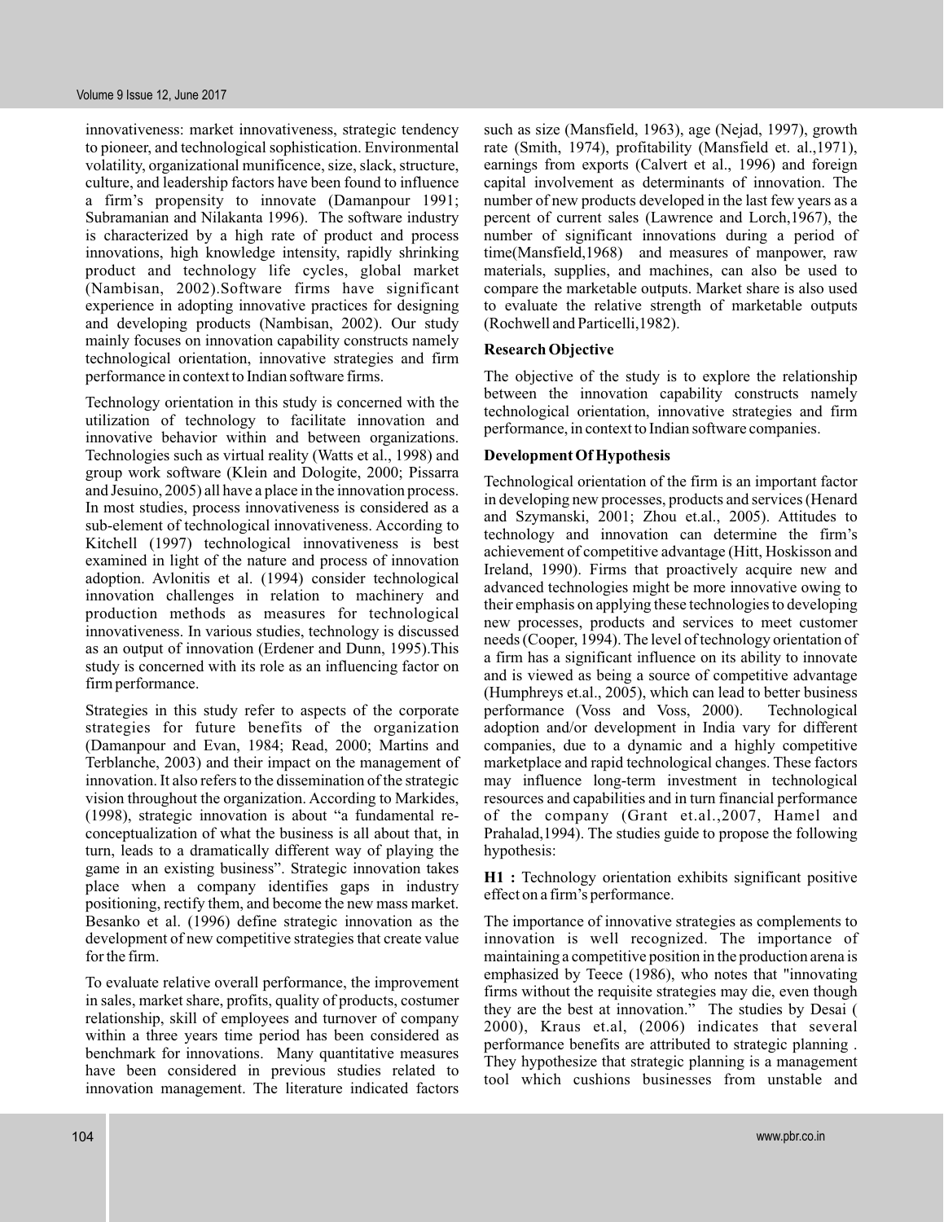innovativeness: market innovativeness, strategic tendency to pioneer, and technological sophistication. Environmental volatility, organizational munificence, size, slack, structure, culture, and leadership factors have been found to influence a firm's propensity to innovate (Damanpour 1991; Subramanian and Nilakanta 1996). The software industry is characterized by a high rate of product and process innovations, high knowledge intensity, rapidly shrinking product and technology life cycles, global market (Nambisan, 2002).Software firms have significant experience in adopting innovative practices for designing and developing products (Nambisan, 2002). Our study mainly focuses on innovation capability constructs namely technological orientation, innovative strategies and firm performance in context to Indian software firms.

Technology orientation in this study is concerned with the utilization of technology to facilitate innovation and innovative behavior within and between organizations. Technologies such as virtual reality (Watts et al., 1998) and group work software (Klein and Dologite, 2000; Pissarra and Jesuino, 2005) all have a place in the innovation process. In most studies, process innovativeness is considered as a sub-element of technological innovativeness. According to Kitchell (1997) technological innovativeness is best examined in light of the nature and process of innovation adoption. Avlonitis et al. (1994) consider technological innovation challenges in relation to machinery and production methods as measures for technological innovativeness. In various studies, technology is discussed as an output of innovation (Erdener and Dunn, 1995).This study is concerned with its role as an influencing factor on firm performance.

Strategies in this study refer to aspects of the corporate strategies for future benefits of the organization (Damanpour and Evan, 1984; Read, 2000; Martins and Terblanche, 2003) and their impact on the management of innovation. It also refers to the dissemination of the strategic vision throughout the organization. According to Markides, (1998), strategic innovation is about "a fundamental re-conceptualization of what the business is all about that, in turn, leads to a dramatically different way of playing the game in an existing business". Strategic innovation takes place when a company identifies gaps in industry positioning, rectify them, and become the new mass market. Besanko et al. (1996) define strategic innovation as the development of new competitive strategies that create value for the firm.

To evaluate relative overall performance, the improvement in sales, market share, profits, quality of products, costumer relationship, skill of employees and turnover of company within a three years time period has been considered as benchmark for innovations. Many quantitative measures have been considered in previous studies related to innovation management. The literature indicated factors such as size (Mansfield, 1963), age (Nejad, 1997), growth rate (Smith, 1974), profitability (Mansfield et. al.,1971), earnings from exports (Calvert et al., 1996) and foreign capital involvement as determinants of innovation. The number of new products developed in the last few years as a percent of current sales (Lawrence and Lorch,1967), the number of significant innovations during a period of time(Mansfield,1968) and measures of manpower, raw materials, supplies, and machines, can also be used to compare the marketable outputs. Market share is also used to evaluate the relative strength of marketable outputs (Rochwell and Particelli,1982).

### Research Objective

The objective of the study is to explore the relationship between the innovation capability constructs namely technological orientation, innovative strategies and firm performance, in context to Indian software companies.

### Development Of Hypothesis

Technological orientation of the firm is an important factor in developing new processes, products and services (Henard and Szymanski, 2001; Zhou et.al., 2005). Attitudes to technology and innovation can determine the firm's achievement of competitive advantage (Hitt, Hoskisson and Ireland, 1990). Firms that proactively acquire new and advanced technologies might be more innovative owing to their emphasis on applying these technologies to developing new processes, products and services to meet customer needs (Cooper, 1994). The level of technology orientation of a firm has a significant influence on its ability to innovate and is viewed as being a source of competitive advantage (Humphreys et.al., 2005), which can lead to better business performance (Voss and Voss, 2000). Technological adoption and/or development in India vary for different companies, due to a dynamic and a highly competitive marketplace and rapid technological changes. These factors may influence long-term investment in technological resources and capabilities and in turn financial performance of the company (Grant et.al.,2007, Hamel and Prahalad,1994). The studies guide to propose the following hypothesis:

**H1 :** Technology orientation exhibits significant positive effect on a firm's performance.

The importance of innovative strategies as complements to innovation is well recognized. The importance of maintaining a competitive position in the production arena is emphasized by Teece (1986), who notes that "innovating firms without the requisite strategies may die, even though they are the best at innovation." The studies by Desai ( 2000), Kraus et.al, (2006) indicates that several performance benefits are attributed to strategic planning . They hypothesize that strategic planning is a management tool which cushions businesses from unstable and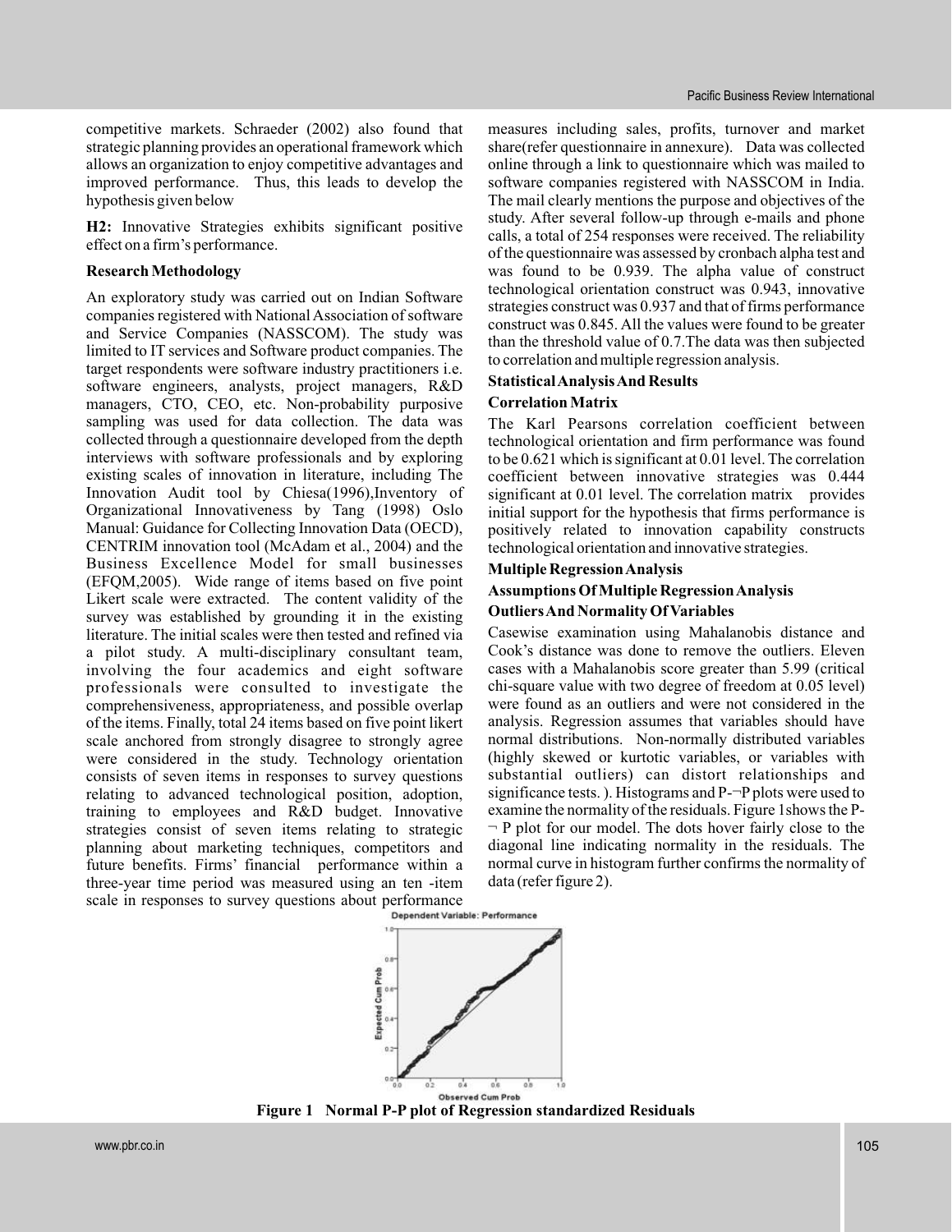competitive markets. Schraeder (2002) also found that strategic planning provides an operational framework which allows an organization to enjoy competitive advantages and improved performance. Thus, this leads to develop the hypothesis given below

**H2:** Innovative Strategies exhibits significant positive effect on a firm's performance.

### Research Methodology

An exploratory study was carried out on Indian Software companies registered with National Association of software and Service Companies (NASSCOM). The study was limited to IT services and Software product companies. The target respondents were software industry practitioners i.e. software engineers, analysts, project managers, R&D managers, CTO, CEO, etc. Non-probability purposive sampling was used for data collection. The data was collected through a questionnaire developed from the depth interviews with software professionals and by exploring existing scales of innovation in literature, including The Innovation Audit tool by Chiesa(1996),Inventory of Organizational Innovativeness by Tang (1998) Oslo Manual: Guidance for Collecting Innovation Data (OECD), CENTRIM innovation tool (McAdam et al., 2004) and the Business Excellence Model for small businesses (EFQM,2005). Wide range of items based on five point Likert scale were extracted. The content validity of the survey was established by grounding it in the existing literature. The initial scales were then tested and refined via a pilot study. A multi-disciplinary consultant team, involving the four academics and eight software professionals were consulted to investigate the comprehensiveness, appropriateness, and possible overlap of the items. Finally, total 24 items based on five point likert scale anchored from strongly disagree to strongly agree were considered in the study. Technology orientation consists of seven items in responses to survey questions relating to advanced technological position, adoption, training to employees and R&D budget. Innovative strategies consist of seven items relating to strategic planning about marketing techniques, competitors and future benefits. Firms' financial performance within a three-year time period was measured using an ten -item scale in responses to survey questions about performance measures including sales, profits, turnover and market share(refer questionnaire in annexure). Data was collected online through a link to questionnaire which was mailed to software companies registered with NASSCOM in India. The mail clearly mentions the purpose and objectives of the study. After several follow-up through e-mails and phone calls, a total of 254 responses were received. The reliability of the questionnaire was assessed by cronbach alpha test and was found to be 0.939. The alpha value of construct technological orientation construct was 0.943, innovative strategies construct was 0.937 and that of firms performance construct was 0.845. All the values were found to be greater than the threshold value of 0.7.The data was then subjected to correlation and multiple regression analysis.

### Statistical Analysis And Results

#### Correlation Matrix

The Karl Pearsons correlation coefficient between technological orientation and firm performance was found to be 0.621 which is significant at 0.01 level. The correlation coefficient between innovative strategies was 0.444 significant at 0.01 level. The correlation matrix provides initial support for the hypothesis that firms performance is positively related to innovation capability constructs technological orientation and innovative strategies.

#### Multiple Regression Analysis

#### Assumptions Of Multiple Regression Analysis

#### Outliers And Normality Of Variables

Casewise examination using Mahalanobis distance and Cook's distance was done to remove the outliers. Eleven cases with a Mahalanobis score greater than 5.99 (critical chi-square value with two degree of freedom at 0.05 level) were found as an outliers and were not considered in the analysis. Regression assumes that variables should have normal distributions. Non-normally distributed variables (highly skewed or kurtotic variables, or variables with substantial outliers) can distort relationships and significance tests. ). Histograms and P-¬P plots were used to examine the normality of the residuals. Figure 1shows the P-¬ P plot for our model. The dots hover fairly close to the diagonal line indicating normality in the residuals. The normal curve in histogram further confirms the normality of data (refer figure 2).

**Figure 1 Normal P-P plot of Regression standardized Residuals**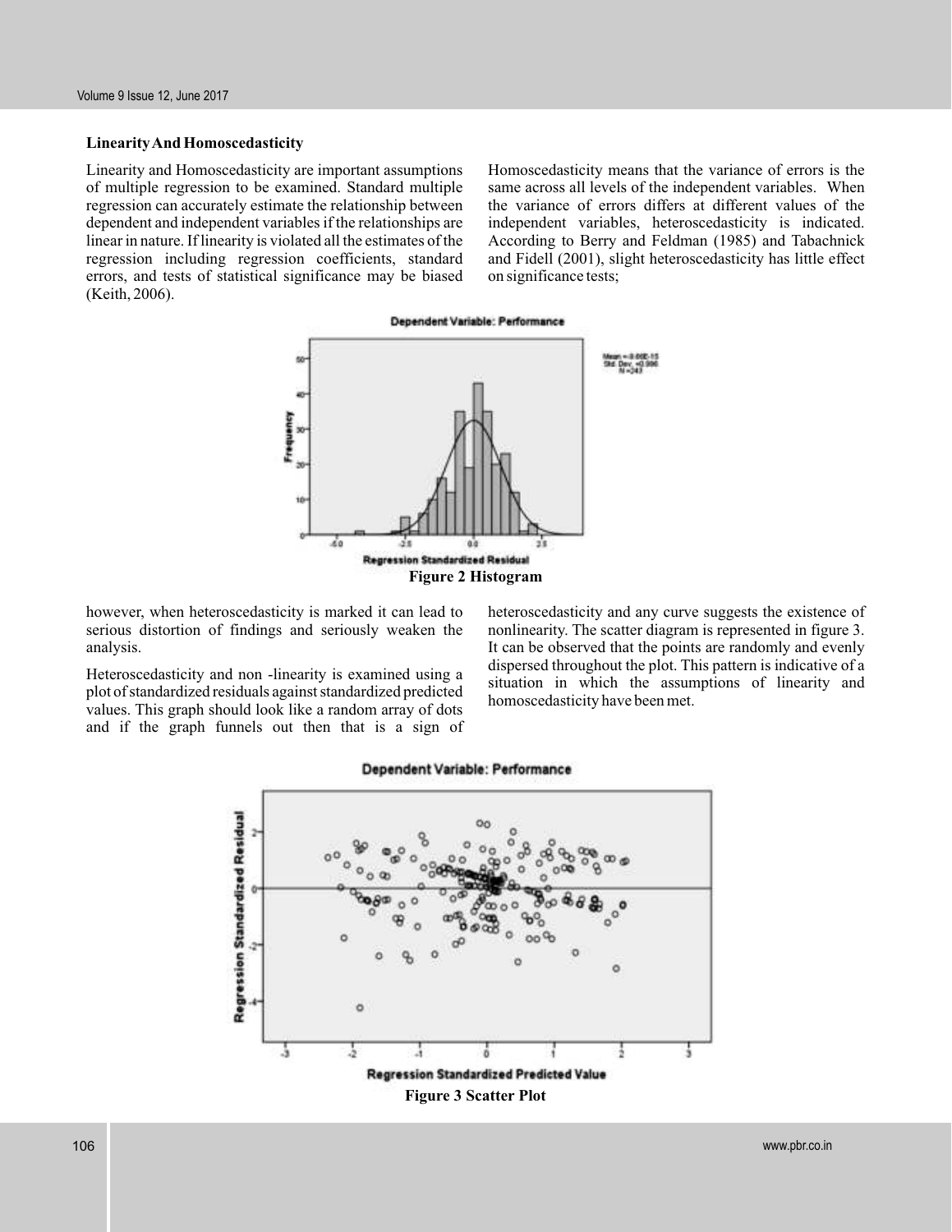### Linearity And Homoscedasticity

Linearity and Homoscedasticity are important assumptions of multiple regression to be examined. Standard multiple regression can accurately estimate the relationship between dependent and independent variables if the relationships are linear in nature. If linearity is violated all the estimates of the regression including regression coefficients, standard errors, and tests of statistical significance may be biased (Keith, 2006).

Homoscedasticity means that the variance of errors is the same across all levels of the independent variables. When the variance of errors differs at different values of the independent variables, heteroscedasticity is indicated. According to Berry and Feldman (1985) and Tabachnick and Fidell (2001), slight heteroscedasticity has little effect on significance tests; however, when heteroscedasticity is marked it can lead to serious distortion of findings and seriously weaken the analysis.

**Figure 2 Histogram**

Heteroscedasticity and non -linearity is examined using a plot of standardized residuals against standardized predicted values. This graph should look like a random array of dots and if the graph funnels out then that is a sign of heteroscedasticity and any curve suggests the existence of nonlinearity. The scatter diagram is represented in figure 3. It can be observed that the points are randomly and evenly dispersed throughout the plot. This pattern is indicative of a situation in which the assumptions of linearity and homoscedasticity have been met.

**Figure 3 Scatter Plot**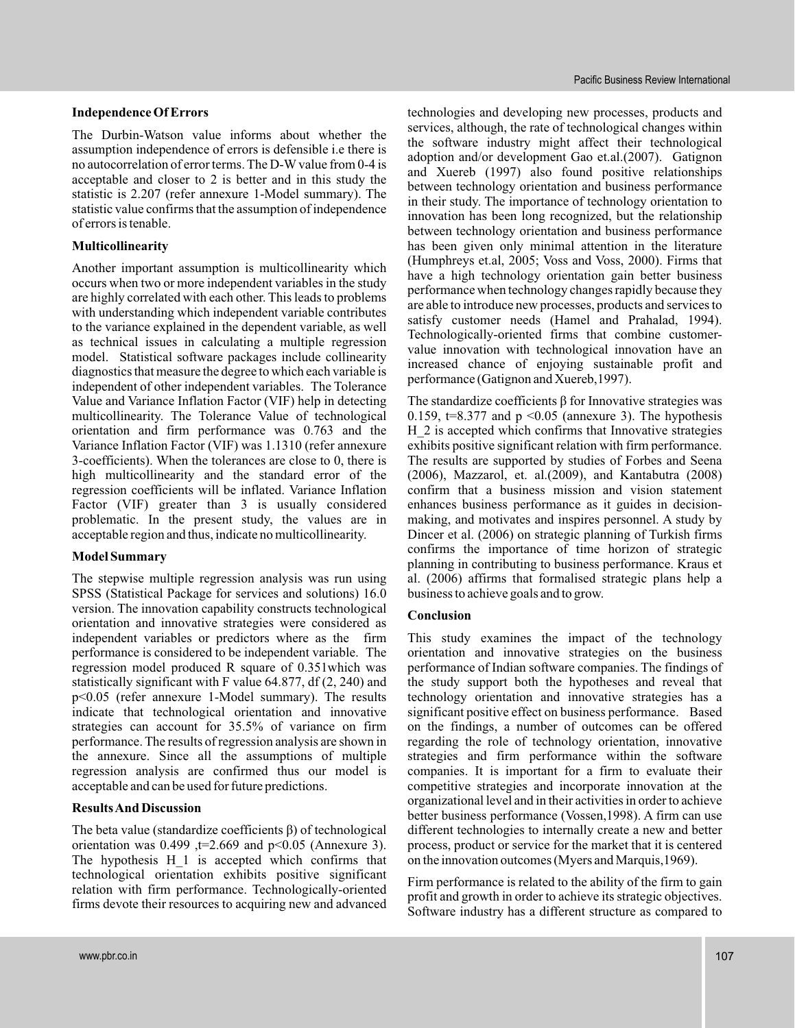### Independence Of Errors

The Durbin-Watson value informs about whether the assumption independence of errors is defensible i.e there is no autocorrelation of error terms. The D-W value from 0-4 is acceptable and closer to 2 is better and in this study the statistic is 2.207 (refer annexure 1-Model summary). The statistic value confirms that the assumption of independence of errors is tenable.

### Multicollinearity

Another important assumption is multicollinearity which occurs when two or more independent variables in the study are highly correlated with each other. This leads to problems with understanding which independent variable contributes to the variance explained in the dependent variable, as well as technical issues in calculating a multiple regression model. Statistical software packages include collinearity diagnostics that measure the degree to which each variable is independent of other independent variables. The Tolerance Value and Variance Inflation Factor (VIF) help in detecting multicollinearity. The Tolerance Value of technological orientation and firm performance was 0.763 and the Variance Inflation Factor (VIF) was 1.1310 (refer annexure 3-coefficients). When the tolerances are close to 0, there is high multicollinearity and the standard error of the regression coefficients will be inflated. Variance Inflation Factor (VIF) greater than 3 is usually considered problematic. In the present study, the values are in acceptable region and thus, indicate no multicollinearity.

### Model Summary

The stepwise multiple regression analysis was run using SPSS (Statistical Package for services and solutions) 16.0 version. The innovation capability constructs technological orientation and innovative strategies were considered as independent variables or predictors where as the firm performance is considered to be independent variable. The regression model produced R square of 0.351which was statistically significant with F value 64.877, df (2, 240) and $p<0.05$ (refer annexure 1-Model summary). The results indicate that technological orientation and innovative strategies can account for 35.5% of variance on firm performance. The results of regression analysis are shown in the annexure. Since all the assumptions of multiple regression analysis are confirmed thus our model is acceptable and can be used for future predictions.

### Results And Discussion

The beta value (standardize coefficients β) of technological orientation was 0.499 ,t=2.669 and $p<0.05$ (Annexure 3). The hypothesis H_1 is accepted which confirms that technological orientation exhibits positive significant relation with firm performance. Technologically-oriented firms devote their resources to acquiring new and advanced technologies and developing new processes, products and services, although, the rate of technological changes within the software industry might affect their technological adoption and/or development Gao et.al.(2007). Gatignon and Xuereb (1997) also found positive relationships between technology orientation and business performance in their study. The importance of technology orientation to innovation has been long recognized, but the relationship between technology orientation and business performance has been given only minimal attention in the literature (Humphreys et.al, 2005; Voss and Voss, 2000). Firms that have a high technology orientation gain better business performance when technology changes rapidly because they are able to introduce new processes, products and services to satisfy customer needs (Hamel and Prahalad, 1994). Technologically-oriented firms that combine customer-value innovation with technological innovation have an increased chance of enjoying sustainable profit and performance (Gatignon and Xuereb,1997).

The standardize coefficients β for Innovative strategies was 0.159, t=8.377 and $p<0.05$ (annexure 3). The hypothesis H_2 is accepted which confirms that Innovative strategies exhibits positive significant relation with firm performance. The results are supported by studies of Forbes and Seena (2006), Mazzarol, et. al.(2009), and Kantabutra (2008) confirm that a business mission and vision statement enhances business performance as it guides in decision-making, and motivates and inspires personnel. A study by Dincer et al. (2006) on strategic planning of Turkish firms confirms the importance of time horizon of strategic planning in contributing to business performance. Kraus et al. (2006) affirms that formalised strategic plans help a business to achieve goals and to grow.

### Conclusion

This study examines the impact of the technology orientation and innovative strategies on the business performance of Indian software companies. The findings of the study support both the hypotheses and reveal that technology orientation and innovative strategies has a significant positive effect on business performance. Based on the findings, a number of outcomes can be offered regarding the role of technology orientation, innovative strategies and firm performance within the software companies. It is important for a firm to evaluate their competitive strategies and incorporate innovation at the organizational level and in their activities in order to achieve better business performance (Vossen,1998). A firm can use different technologies to internally create a new and better process, product or service for the market that it is centered on the innovation outcomes (Myers and Marquis,1969).

Firm performance is related to the ability of the firm to gain profit and growth in order to achieve its strategic objectives. Software industry has a different structure as compared to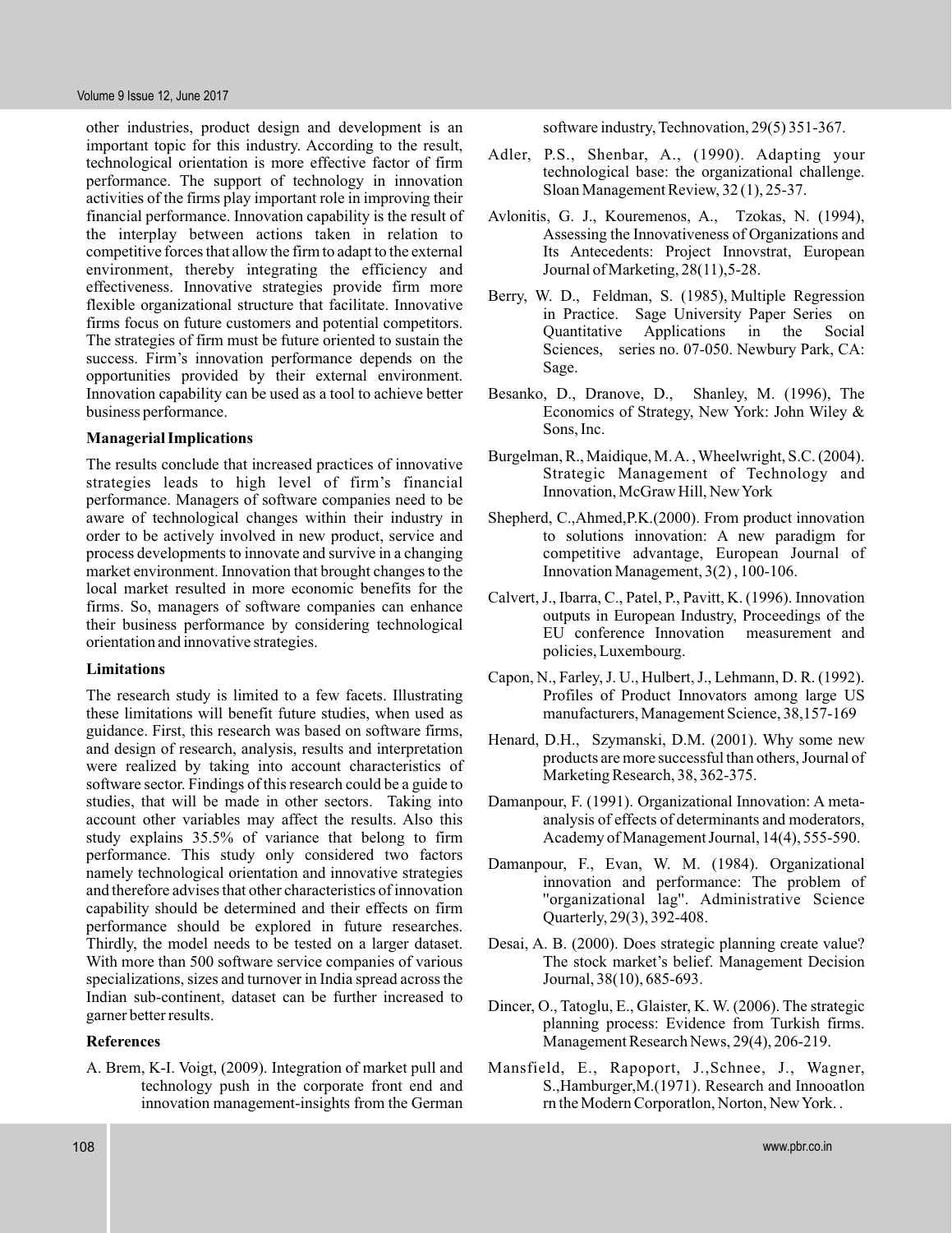other industries, product design and development is an important topic for this industry. According to the result, technological orientation is more effective factor of firm performance. The support of technology in innovation activities of the firms play important role in improving their financial performance. Innovation capability is the result of the interplay between actions taken in relation to competitive forces that allow the firm to adapt to the external environment, thereby integrating the efficiency and effectiveness. Innovative strategies provide firm more flexible organizational structure that facilitate. Innovative firms focus on future customers and potential competitors. The strategies of firm must be future oriented to sustain the success. Firm's innovation performance depends on the opportunities provided by their external environment. Innovation capability can be used as a tool to achieve better business performance.

**Managerial Implications**

The results conclude that increased practices of innovative strategies leads to high level of firm's financial performance. Managers of software companies need to be aware of technological changes within their industry in order to be actively involved in new product, service and process developments to innovate and survive in a changing market environment. Innovation that brought changes to the local market resulted in more economic benefits for the firms. So, managers of software companies can enhance their business performance by considering technological orientation and innovative strategies.

**Limitations**

The research study is limited to a few facets. Illustrating these limitations will benefit future studies, when used as guidance. First, this research was based on software firms, and design of research, analysis, results and interpretation were realized by taking into account characteristics of software sector. Findings of this research could be a guide to studies, that will be made in other sectors. Taking into account other variables may affect the results. Also this study explains 35.5% of variance that belong to firm performance. This study only considered two factors namely technological orientation and innovative strategies and therefore advises that other characteristics of innovation capability should be determined and their effects on firm performance should be explored in future researches. Thirdly, the model needs to be tested on a larger dataset. With more than 500 software service companies of various specializations, sizes and turnover in India spread across the Indian sub-continent, dataset can be further increased to garner better results.

**References**

A. Brem, K-I. Voigt, (2009). Integration of market pull and technology push in the corporate front end and innovation management-insights from the German software industry, Technovation, 29(5) 351-367.

Adler, P.S., Shenbar, A., (1990). Adapting your technological base: the organizational challenge. Sloan Management Review, 32 (1), 25-37.

Avlonitis, G. J., Kouremenos, A., Tzokas, N. (1994), Assessing the Innovativeness of Organizations and Its Antecedents: Project Innovstrat, European Journal of Marketing, 28(11),5-28.

Berry, W. D., Feldman, S. (1985), Multiple Regression in Practice. Sage University Paper Series on Quantitative Applications in the Social Sciences, series no. 07-050. Newbury Park, CA: Sage.

Besanko, D., Dranove, D., Shanley, M. (1996), The Economics of Strategy, New York: John Wiley & Sons, Inc.

Burgelman, R., Maidique, M. A. , Wheelwright, S.C. (2004). Strategic Management of Technology and Innovation, McGraw Hill, New York

Shepherd, C.,Ahmed,P.K.(2000). From product innovation to solutions innovation: A new paradigm for competitive advantage, European Journal of Innovation Management, 3(2) , 100-106.

Calvert, J., Ibarra, C., Patel, P., Pavitt, K. (1996). Innovation outputs in European Industry, Proceedings of the EU conference Innovation measurement and policies, Luxembourg.

Capon, N., Farley, J. U., Hulbert, J., Lehmann, D. R. (1992). Profiles of Product Innovators among large US manufacturers, Management Science, 38,157-169

Henard, D.H., Szymanski, D.M. (2001). Why some new products are more successful than others, Journal of Marketing Research, 38, 362-375.

Damanpour, F. (1991). Organizational Innovation: A meta-analysis of effects of determinants and moderators, Academy of Management Journal, 14(4), 555-590.

Damanpour, F., Evan, W. M. (1984). Organizational innovation and performance: The problem of "organizational lag". Administrative Science Quarterly, 29(3), 392-408.

Desai, A. B. (2000). Does strategic planning create value? The stock market's belief. Management Decision Journal, 38(10), 685-693.

Dincer, O., Tatoglu, E., Glaister, K. W. (2006). The strategic planning process: Evidence from Turkish firms. Management Research News, 29(4), 206-219.

Mansfield, E., Rapoport, J.,Schnee, J., Wagner, S.,Hamburger,M.(1971). Research and Innooatlon rn the Modern Corporatlon, Norton, New York. .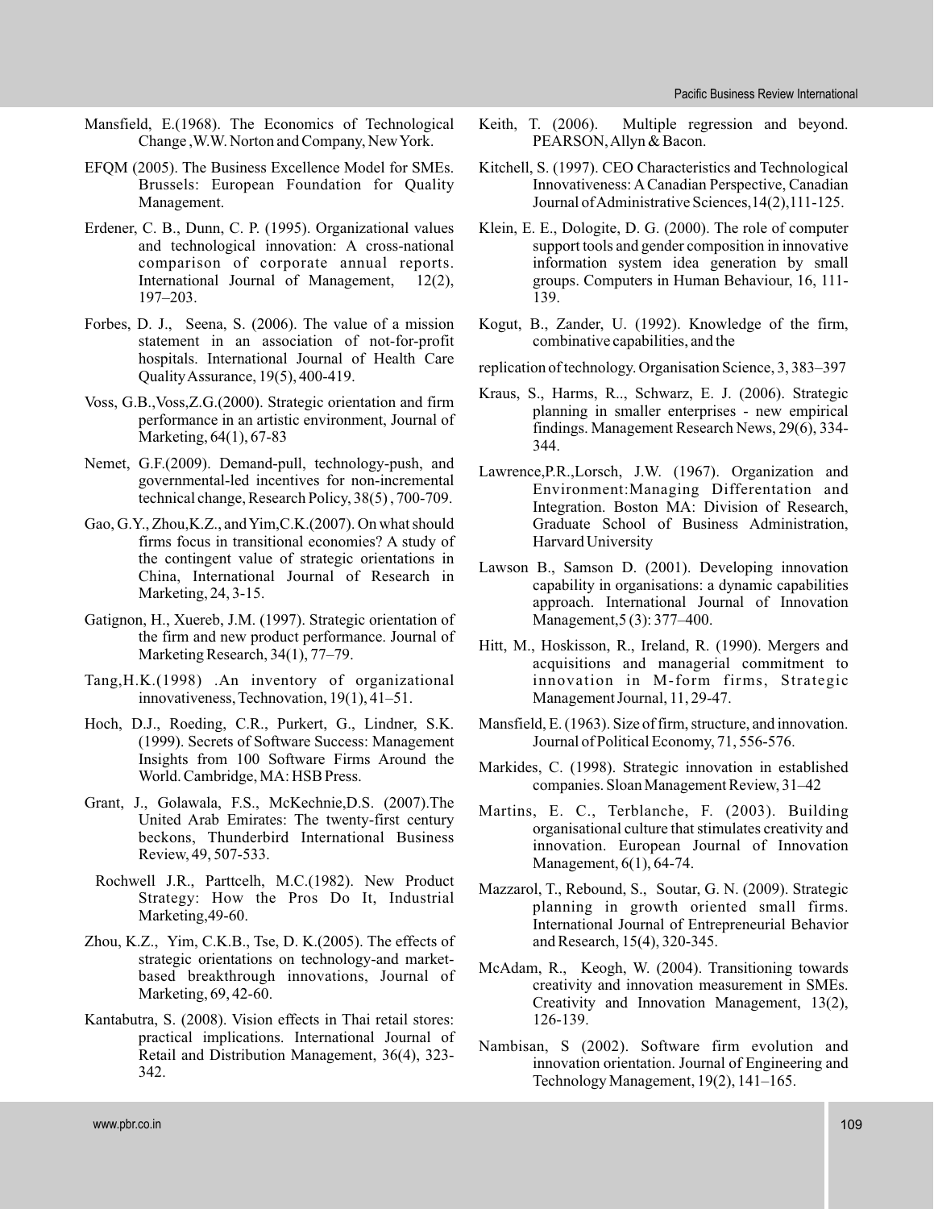Mansfield, E.(1968). The Economics of Technological Change ,W.W. Norton and Company, New York.

EFQM (2005). The Business Excellence Model for SMEs. Brussels: European Foundation for Quality Management.

Erdener, C. B., Dunn, C. P. (1995). Organizational values and technological innovation: A cross-national comparison of corporate annual reports. International Journal of Management, 12(2), 197–203.

Forbes, D. J., Seena, S. (2006). The value of a mission statement in an association of not-for-profit hospitals. International Journal of Health Care Quality Assurance, 19(5), 400-419.

Voss, G.B.,Voss,Z.G.(2000). Strategic orientation and firm performance in an artistic environment, Journal of Marketing, 64(1), 67-83

Nemet, G.F.(2009). Demand-pull, technology-push, and governmental-led incentives for non-incremental technical change, Research Policy, 38(5) , 700-709.

Gao, G.Y., Zhou,K.Z., and Yim,C.K.(2007). On what should firms focus in transitional economies? A study of the contingent value of strategic orientations in China, International Journal of Research in Marketing, 24, 3-15.

Gatignon, H., Xuereb, J.M. (1997). Strategic orientation of the firm and new product performance. Journal of Marketing Research, 34(1), 77–79.

Tang,H.K.(1998) .An inventory of organizational innovativeness, Technovation, 19(1), 41–51.

Hoch, D.J., Roeding, C.R., Purkert, G., Lindner, S.K. (1999). Secrets of Software Success: Management Insights from 100 Software Firms Around the World. Cambridge, MA: HSB Press.

Grant, J., Golawala, F.S., McKechnie,D.S. (2007).The United Arab Emirates: The twenty-first century beckons, Thunderbird International Business Review, 49, 507-533.

Rochwell J.R., Parttcelh, M.C.(1982). New Product Strategy: How the Pros Do It, Industrial Marketing,49-60.

Zhou, K.Z., Yim, C.K.B., Tse, D. K.(2005). The effects of strategic orientations on technology-and market-based breakthrough innovations, Journal of Marketing, 69, 42-60.

Kantabutra, S. (2008). Vision effects in Thai retail stores: practical implications. International Journal of Retail and Distribution Management, 36(4), 323-342.

Keith, T. (2006). Multiple regression and beyond. PEARSON, Allyn & Bacon.

Kitchell, S. (1997). CEO Characteristics and Technological Innovativeness: A Canadian Perspective, Canadian Journal of Administrative Sciences,14(2),111-125.

Klein, E. E., Dologite, D. G. (2000). The role of computer support tools and gender composition in innovative information system idea generation by small groups. Computers in Human Behaviour, 16, 111-139.

Kogut, B., Zander, U. (1992). Knowledge of the firm, combinative capabilities, and the

replication of technology. Organisation Science, 3, 383–397

Kraus, S., Harms, R.., Schwarz, E. J. (2006). Strategic planning in smaller enterprises - new empirical findings. Management Research News, 29(6), 334-344.

Lawrence,P.R.,Lorsch, J.W. (1967). Organization and Environment:Managing Differentation and Integration. Boston MA: Division of Research, Graduate School of Business Administration, Harvard University

Lawson B., Samson D. (2001). Developing innovation capability in organisations: a dynamic capabilities approach. International Journal of Innovation Management,5 (3): 377–400.

Hitt, M., Hoskisson, R., Ireland, R. (1990). Mergers and acquisitions and managerial commitment to innovation in M-form firms, Strategic Management Journal, 11, 29-47.

Mansfield, E. (1963). Size of firm, structure, and innovation. Journal of Political Economy, 71, 556-576.

Markides, C. (1998). Strategic innovation in established companies. Sloan Management Review, 31–42

Martins, E. C., Terblanche, F. (2003). Building organisational culture that stimulates creativity and innovation. European Journal of Innovation Management, 6(1), 64-74.

Mazzarol, T., Rebound, S., Soutar, G. N. (2009). Strategic planning in growth oriented small firms. International Journal of Entrepreneurial Behavior and Research, 15(4), 320-345.

McAdam, R., Keogh, W. (2004). Transitioning towards creativity and innovation measurement in SMEs. Creativity and Innovation Management, 13(2), 126-139.

Nambisan, S (2002). Software firm evolution and innovation orientation. Journal of Engineering and Technology Management, 19(2), 141–165.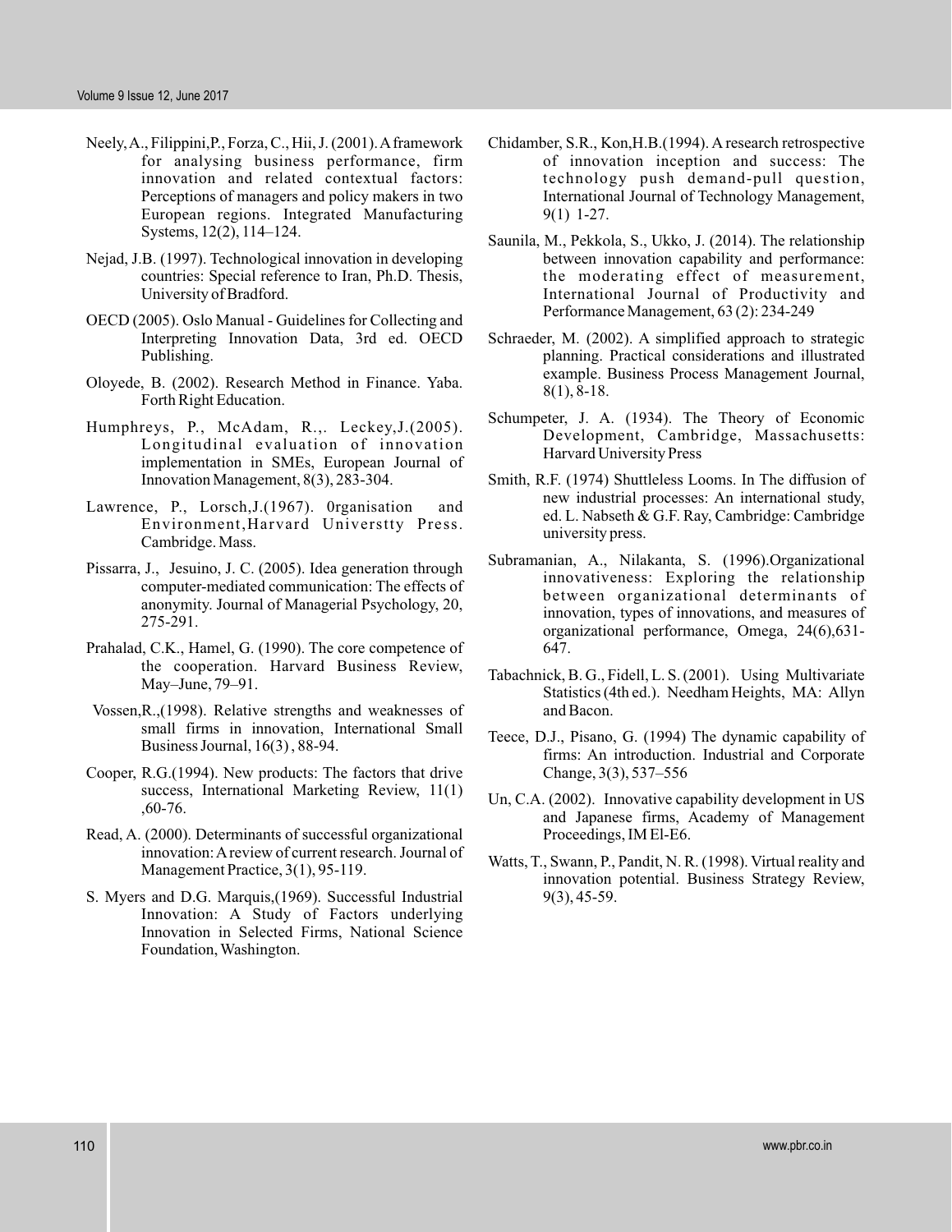Neely, A., Filippini, P., Forza, C., Hii, J. (2001). A framework for analysing business performance, firm innovation and related contextual factors: Perceptions of managers and policy makers in two European regions. Integrated Manufacturing Systems, 12(2), 114–124.

Nejad, J.B. (1997). Technological innovation in developing countries: Special reference to Iran, Ph.D. Thesis, University of Bradford.

OECD (2005). Oslo Manual - Guidelines for Collecting and Interpreting Innovation Data, 3rd ed. OECD Publishing.

Oloyede, B. (2002). Research Method in Finance. Yaba. Forth Right Education.

Humphreys, P., McAdam, R.,. Leckey, J. (2005). Longitudinal evaluation of innovation implementation in SMEs, European Journal of Innovation Management, 8(3), 283-304.

Lawrence, P., Lorsch, J. (1967). 0rganisation and Environment, Harvard Universtty Press. Cambridge. Mass.

Pissarra, J., Jesuino, J. C. (2005). Idea generation through computer-mediated communication: The effects of anonymity. Journal of Managerial Psychology, 20, 275-291.

Prahalad, C.K., Hamel, G. (1990). The core competence of the cooperation. Harvard Business Review, May–June, 79–91.

Vossen, R., (1998). Relative strengths and weaknesses of small firms in innovation, International Small Business Journal, 16(3), 88-94.

Cooper, R.G. (1994). New products: The factors that drive success, International Marketing Review, 11(1), 60-76.

Read, A. (2000). Determinants of successful organizational innovation: A review of current research. Journal of Management Practice, 3(1), 95-119.

S. Myers and D.G. Marquis, (1969). Successful Industrial Innovation: A Study of Factors underlying Innovation in Selected Firms, National Science Foundation, Washington.

Chidamber, S.R., Kon, H.B. (1994). A research retrospective of innovation inception and success: The technology push demand-pull question, International Journal of Technology Management, 9(1) 1-27.

Saunila, M., Pekkola, S., Ukko, J. (2014). The relationship between innovation capability and performance: the moderating effect of measurement, International Journal of Productivity and Performance Management, 63 (2): 234-249

Schraeder, M. (2002). A simplified approach to strategic planning. Practical considerations and illustrated example. Business Process Management Journal, 8(1), 8-18.

Schumpeter, J. A. (1934). The Theory of Economic Development, Cambridge, Massachusetts: Harvard University Press

Smith, R.F. (1974) Shuttleless Looms. In The diffusion of new industrial processes: An international study, ed. L. Nabseth & G.F. Ray, Cambridge: Cambridge university press.

Subramanian, A., Nilakanta, S. (1996). Organizational innovativeness: Exploring the relationship between organizational determinants of innovation, types of innovations, and measures of organizational performance, Omega, 24(6), 631-647.

Tabachnick, B. G., Fidell, L. S. (2001). Using Multivariate Statistics (4th ed.). Needham Heights, MA: Allyn and Bacon.

Teece, D.J., Pisano, G. (1994) The dynamic capability of firms: An introduction. Industrial and Corporate Change, 3(3), 537–556

Un, C.A. (2002). Innovative capability development in US and Japanese firms, Academy of Management Proceedings, IM El-E6.

Watts, T., Swann, P., Pandit, N. R. (1998). Virtual reality and innovation potential. Business Strategy Review, 9(3), 45-59.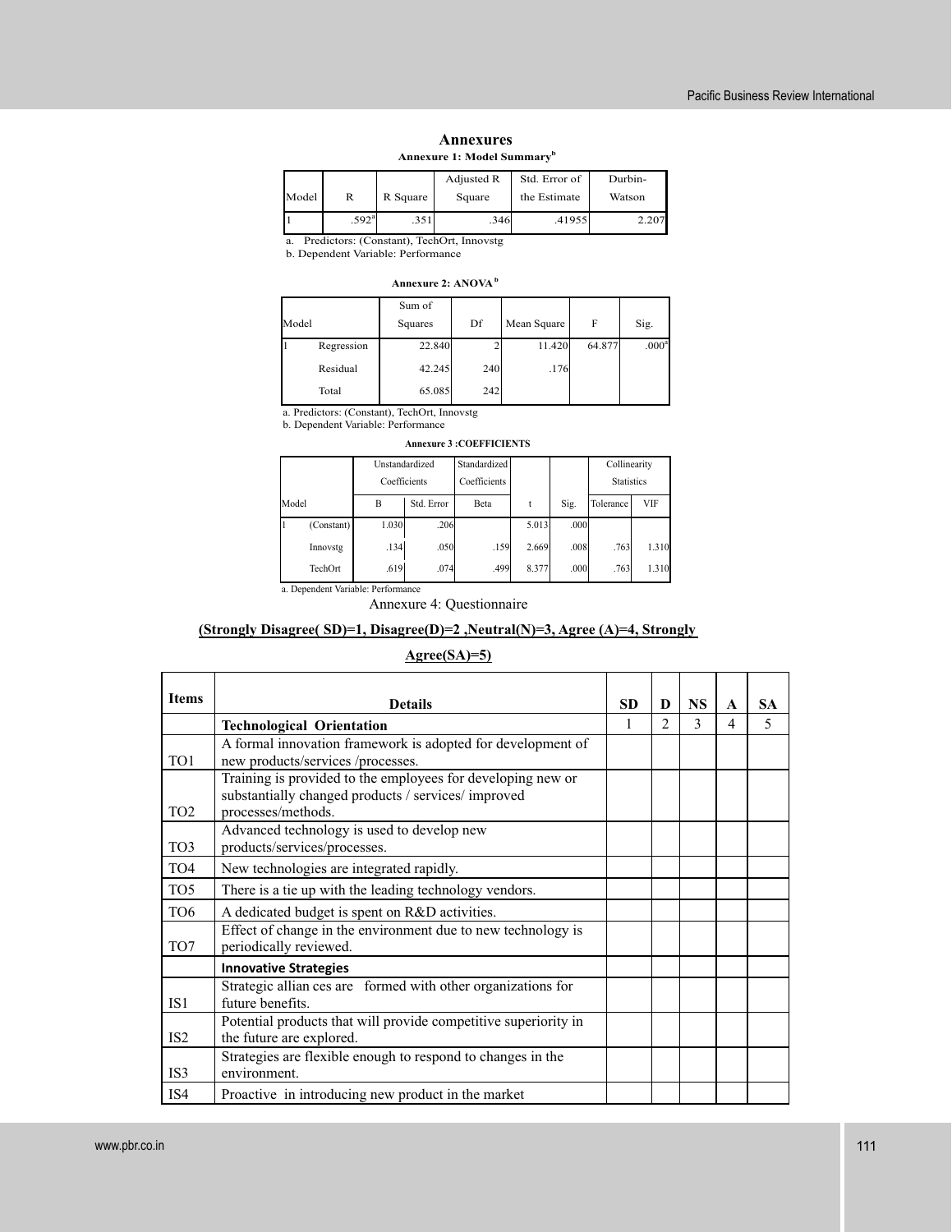# Annexures

### Annexure 1: Model Summary[b]

| Model | R | R Square | Adjusted R Square | Std. Error of the Estimate | Durbin-Watson |
|---|---|---|---|---|---|
| 1 | .592[a] | .351 | .346 | .41955 | 2.207 |

a. Predictors: (Constant), TechOrt, Innovstg

b. Dependent Variable: Performance

### Annexure 2: ANOVA[b]

| Model | | Sum of Squares | Df | Mean Square | F | Sig. |
|---|---|---|---|---|---|---|
| 1 | Regression | 22.840 | 2 | 11.420 | 64.877 | .000[a] |
| | Residual | 42.245 | 240 | .176 | | |
| | Total | 65.085 | 242 | | | |

a. Predictors: (Constant), TechOrt, Innovstg

b. Dependent Variable: Performance

### Annexure 3 :COEFFICIENTS

| Model | | Unstandardized Coefficients | | Standardized Coefficients | t | Sig. | Collinearity Statistics | |
|---|---|---|---|---|---|---|---|---|
| | | B | Std. Error | Beta | | | Tolerance | VIF |
| 1 | (Constant) | 1.030 | .206 | | 5.013 | .000 | | |
| | Innovstg | .134 | .050 | .159 | 2.669 | .008 | .763 | 1.310 |
| | TechOrt | .619 | .074 | .499 | 8.377 | .000 | .763 | 1.310 |

a. Dependent Variable: Performance

### Annexure 4: Questionnaire

**(Strongly Disagree( SD)=1, Disagree(D)=2 ,Neutral(N)=3, Agree (A)=4, Strongly Agree(SA)=5)**

| Items | Details | SD | D | NS | A | SA |
|---|---|---|---|---|---|---|
| | **Technological Orientation** | 1 | 2 | 3 | 4 | 5 |
| TO1 | A formal innovation framework is adopted for development of new products/services /processes. | | | | | |
| TO2 | Training is provided to the employees for developing new or substantially changed products / services/ improved processes/methods. | | | | | |
| TO3 | Advanced technology is used to develop new products/services/processes. | | | | | |
| TO4 | New technologies are integrated rapidly. | | | | | |
| TO5 | There is a tie up with the leading technology vendors. | | | | | |
| TO6 | A dedicated budget is spent on R&D activities. | | | | | |
| TO7 | Effect of change in the environment due to new technology is periodically reviewed. | | | | | |
| | **Innovative Strategies** | | | | | |
| IS1 | Strategic allian ces are formed with other organizations for future benefits. | | | | | |
| IS2 | Potential products that will provide competitive superiority in the future are explored. | | | | | |
| IS3 | Strategies are flexible enough to respond to changes in the environment. | | | | | |
| IS4 | Proactive in introducing new product in the market | | | | | |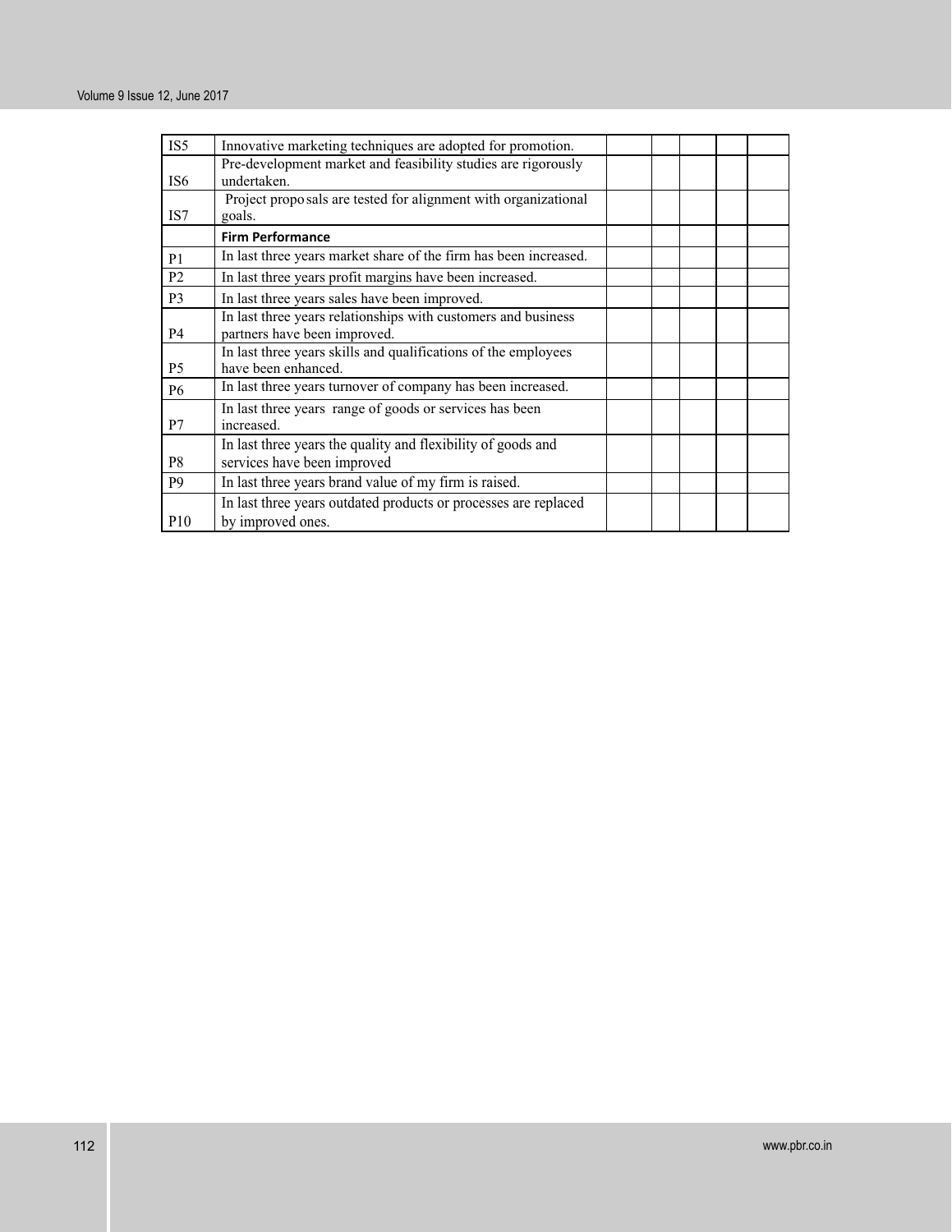| | | | | | | |
|---|---|---|---|---|---|---|
| IS5 | Innovative marketing techniques are adopted for promotion. | | | | | |
| IS6 | Pre-development market and feasibility studies are rigorously undertaken. | | | | | |
| IS7 | Project proposals are tested for alignment with organizational goals. | | | | | |
| | **Firm Performance** | | | | | |
| P1 | In last three years market share of the firm has been increased. | | | | | |
| P2 | In last three years profit margins have been increased. | | | | | |
| P3 | In last three years sales have been improved. | | | | | |
| P4 | In last three years relationships with customers and business partners have been improved. | | | | | |
| P5 | In last three years skills and qualifications of the employees have been enhanced. | | | | | |
| P6 | In last three years turnover of company has been increased. | | | | | |
| P7 | In last three years range of goods or services has been increased. | | | | | |
| P8 | In last three years the quality and flexibility of goods and services have been improved | | | | | |
| P9 | In last three years brand value of my firm is raised. | | | | | |
| P10 | In last three years outdated products or processes are replaced by improved ones. | | | | | |